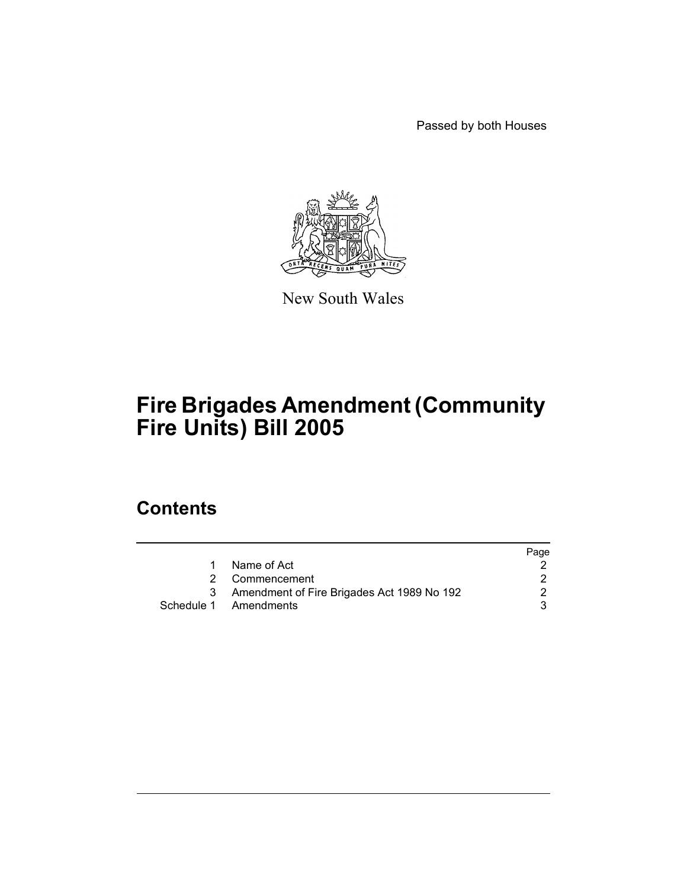Passed by both Houses

New South Wales

# Fire Brigades Amendment (Community Fire Units) Bill 2005

## Contents

| | | Page |
|---|---|---|
| 1 | Name of Act | 2 |
| 2 | Commencement | 2 |
| 3 | Amendment of Fire Brigades Act 1989 No 192 | 2 |
| Schedule 1 | Amendments | 3 |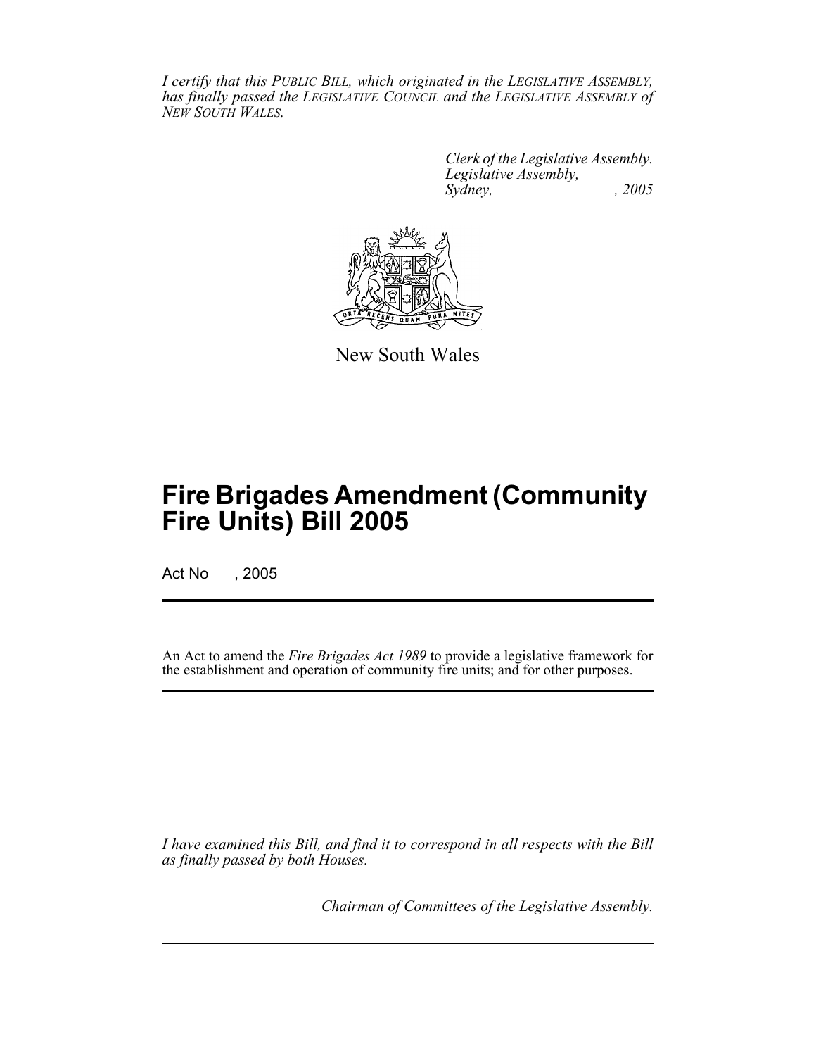*I certify that this PUBLIC BILL, which originated in the LEGISLATIVE ASSEMBLY, has finally passed the LEGISLATIVE COUNCIL and the LEGISLATIVE ASSEMBLY of NEW SOUTH WALES.*

*Clerk of the Legislative Assembly.*
*Legislative Assembly,*
*Sydney, , 2005*

New South Wales

# Fire Brigades Amendment (Community Fire Units) Bill 2005

Act No , 2005

An Act to amend the *Fire Brigades Act 1989* to provide a legislative framework for the establishment and operation of community fire units; and for other purposes.

*I have examined this Bill, and find it to correspond in all respects with the Bill as finally passed by both Houses.*

*Chairman of Committees of the Legislative Assembly.*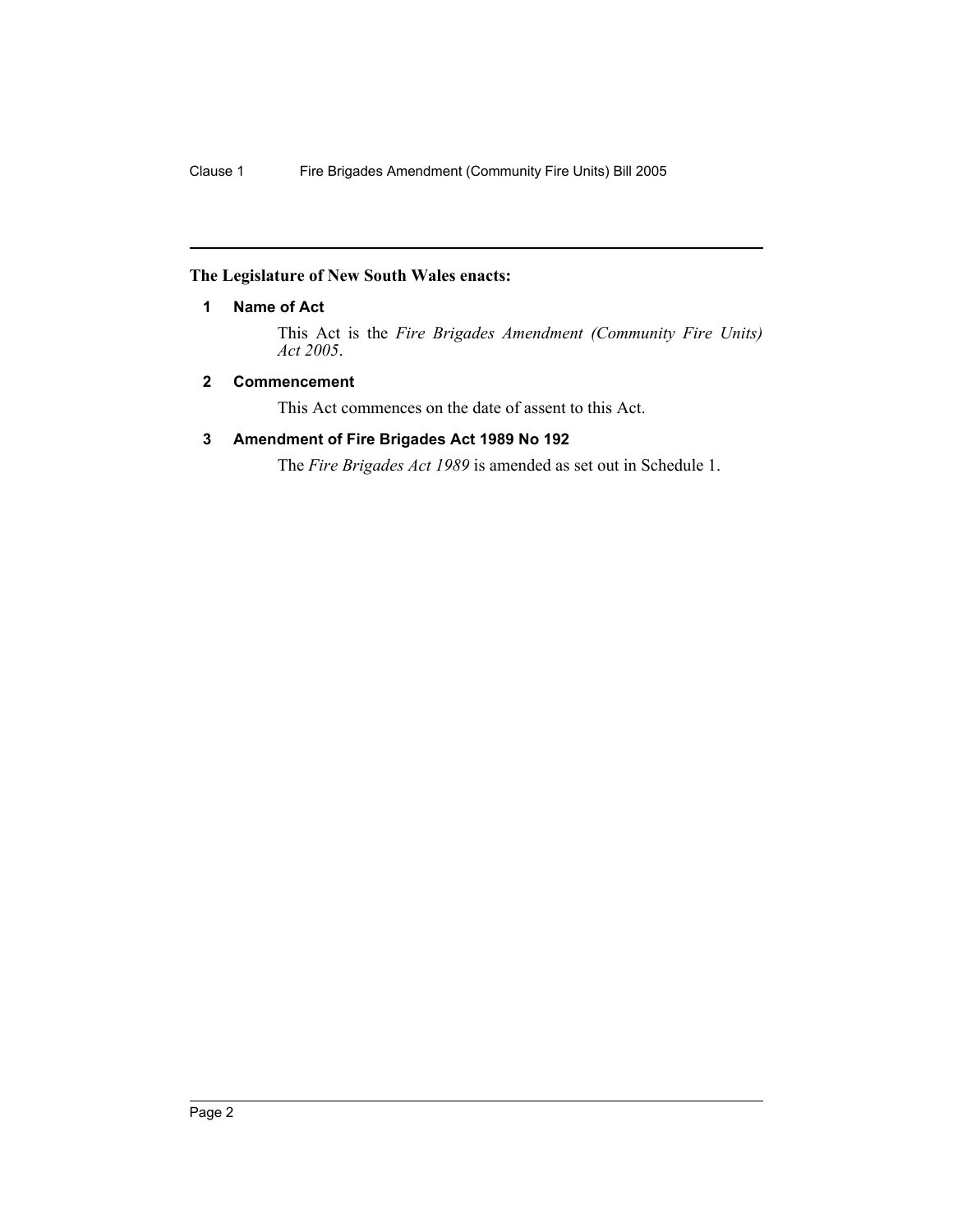**The Legislature of New South Wales enacts:**

### 1 Name of Act

This Act is the *Fire Brigades Amendment (Community Fire Units) Act 2005*.

### 2 Commencement

This Act commences on the date of assent to this Act.

### 3 Amendment of Fire Brigades Act 1989 No 192

The *Fire Brigades Act 1989* is amended as set out in Schedule 1.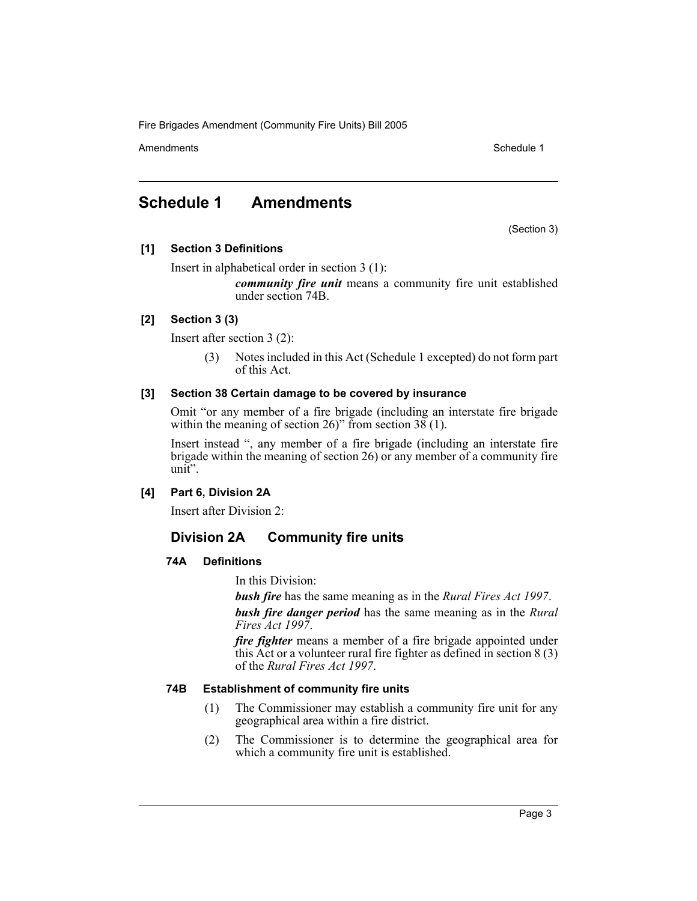# Schedule 1 Amendments

(Section 3)

**[1] Section 3 Definitions**

Insert in alphabetical order in section 3 (1):

> ***community fire unit*** means a community fire unit established under section 74B.

**[2] Section 3 (3)**

Insert after section 3 (2):

> (3) Notes included in this Act (Schedule 1 excepted) do not form part of this Act.

**[3] Section 38 Certain damage to be covered by insurance**

Omit "or any member of a fire brigade (including an interstate fire brigade within the meaning of section 26)" from section 38 (1).

Insert instead ", any member of a fire brigade (including an interstate fire brigade within the meaning of section 26) or any member of a community fire unit".

**[4] Part 6, Division 2A**

Insert after Division 2:

## Division 2A Community fire units

### 74A Definitions

In this Division:

***bush fire*** has the same meaning as in the *Rural Fires Act 1997*.

***bush fire danger period*** has the same meaning as in the *Rural Fires Act 1997*.

***fire fighter*** means a member of a fire brigade appointed under this Act or a volunteer rural fire fighter as defined in section 8 (3) of the *Rural Fires Act 1997*.

### 74B Establishment of community fire units

(1) The Commissioner may establish a community fire unit for any geographical area within a fire district.

(2) The Commissioner is to determine the geographical area for which a community fire unit is established.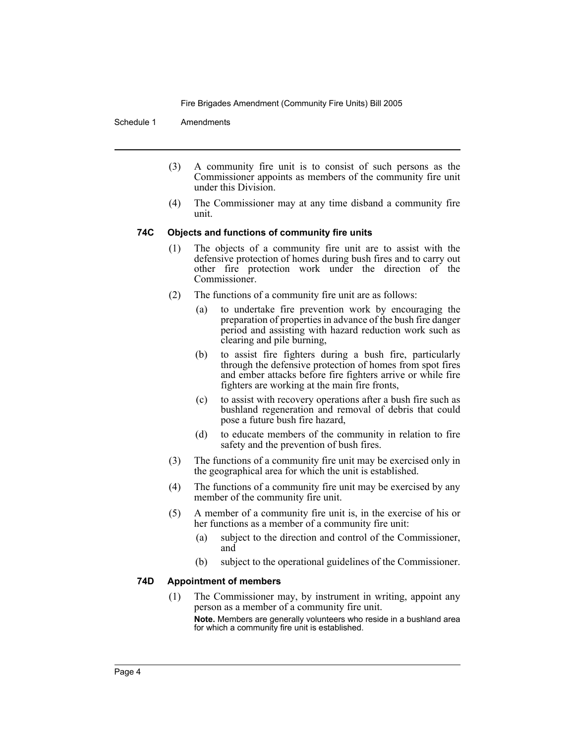(3) A community fire unit is to consist of such persons as the Commissioner appoints as members of the community fire unit under this Division.

(4) The Commissioner may at any time disband a community fire unit.

#### 74C Objects and functions of community fire units

(1) The objects of a community fire unit are to assist with the defensive protection of homes during bush fires and to carry out other fire protection work under the direction of the Commissioner.

(2) The functions of a community fire unit are as follows:

- (a) to undertake fire prevention work by encouraging the preparation of properties in advance of the bush fire danger period and assisting with hazard reduction work such as clearing and pile burning,
- (b) to assist fire fighters during a bush fire, particularly through the defensive protection of homes from spot fires and ember attacks before fire fighters arrive or while fire fighters are working at the main fire fronts,
- (c) to assist with recovery operations after a bush fire such as bushland regeneration and removal of debris that could pose a future bush fire hazard,
- (d) to educate members of the community in relation to fire safety and the prevention of bush fires.

(3) The functions of a community fire unit may be exercised only in the geographical area for which the unit is established.

(4) The functions of a community fire unit may be exercised by any member of the community fire unit.

(5) A member of a community fire unit is, in the exercise of his or her functions as a member of a community fire unit:

- (a) subject to the direction and control of the Commissioner, and
- (b) subject to the operational guidelines of the Commissioner.

#### 74D Appointment of members

(1) The Commissioner may, by instrument in writing, appoint any person as a member of a community fire unit.

**Note.** Members are generally volunteers who reside in a bushland area for which a community fire unit is established.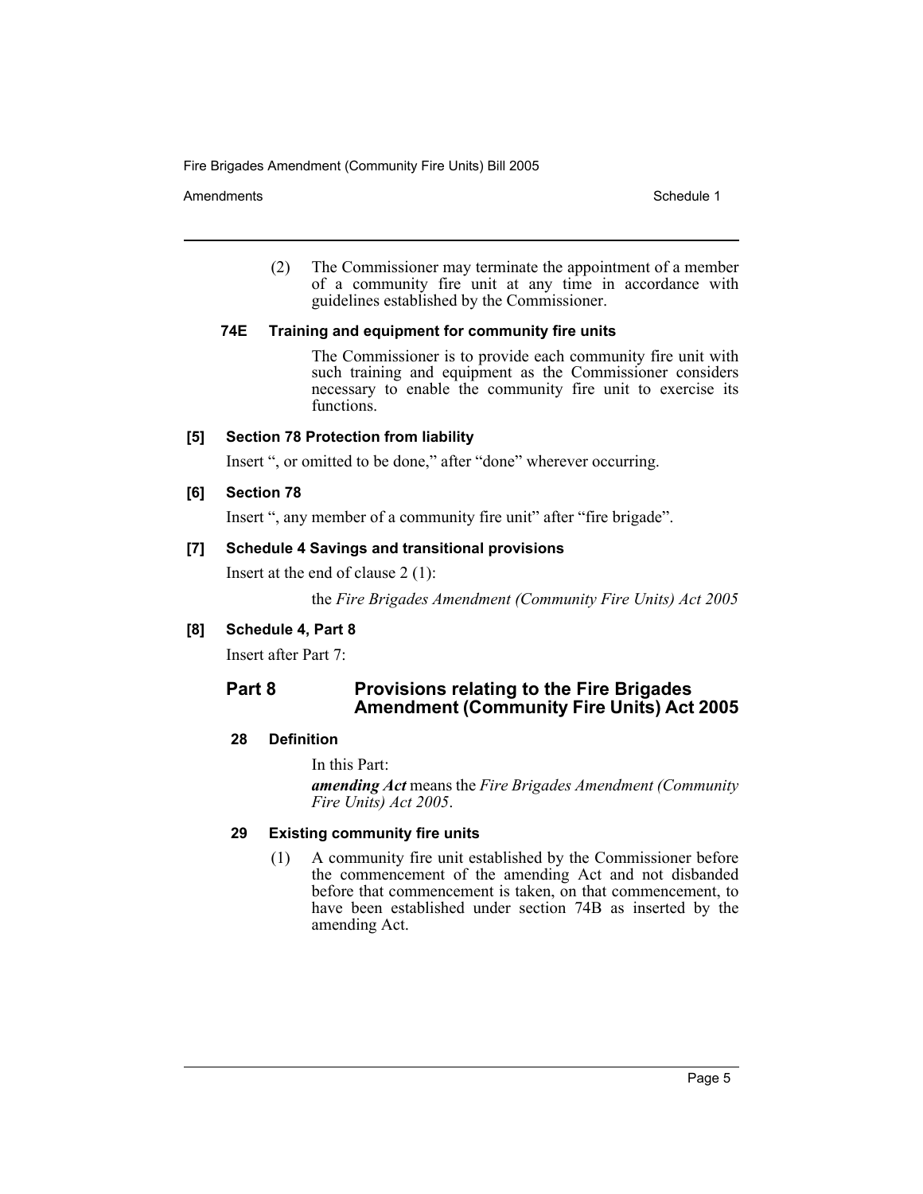(2) The Commissioner may terminate the appointment of a member of a community fire unit at any time in accordance with guidelines established by the Commissioner.

### 74E Training and equipment for community fire units

The Commissioner is to provide each community fire unit with such training and equipment as the Commissioner considers necessary to enable the community fire unit to exercise its functions.

### [5] Section 78 Protection from liability

Insert ", or omitted to be done," after "done" wherever occurring.

### [6] Section 78

Insert ", any member of a community fire unit" after "fire brigade".

### [7] Schedule 4 Savings and transitional provisions

Insert at the end of clause 2 (1):

the *Fire Brigades Amendment (Community Fire Units) Act 2005*

### [8] Schedule 4, Part 8

Insert after Part 7:

## Part 8 Provisions relating to the Fire Brigades Amendment (Community Fire Units) Act 2005

### 28 Definition

In this Part:

***amending Act*** means the *Fire Brigades Amendment (Community Fire Units) Act 2005*.

### 29 Existing community fire units

(1) A community fire unit established by the Commissioner before the commencement of the amending Act and not disbanded before that commencement is taken, on that commencement, to have been established under section 74B as inserted by the amending Act.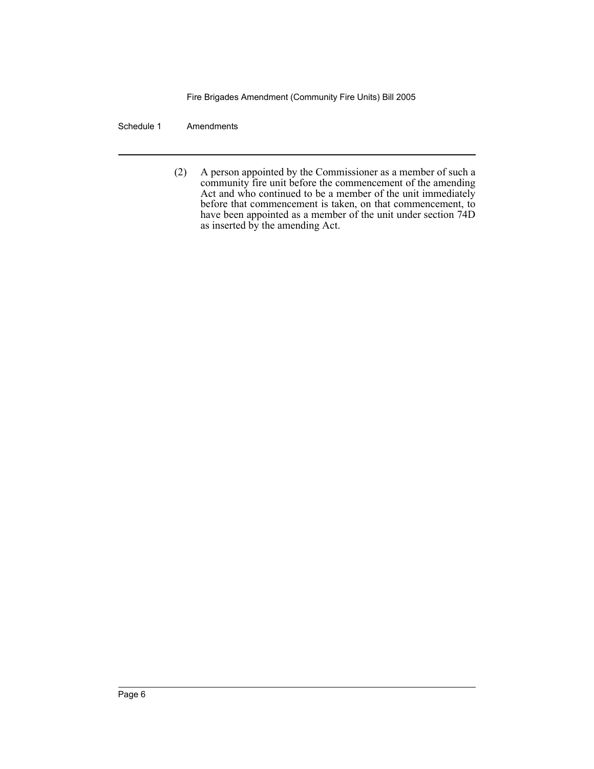(2) A person appointed by the Commissioner as a member of such a community fire unit before the commencement of the amending Act and who continued to be a member of the unit immediately before that commencement is taken, on that commencement, to have been appointed as a member of the unit under section 74D as inserted by the amending Act.